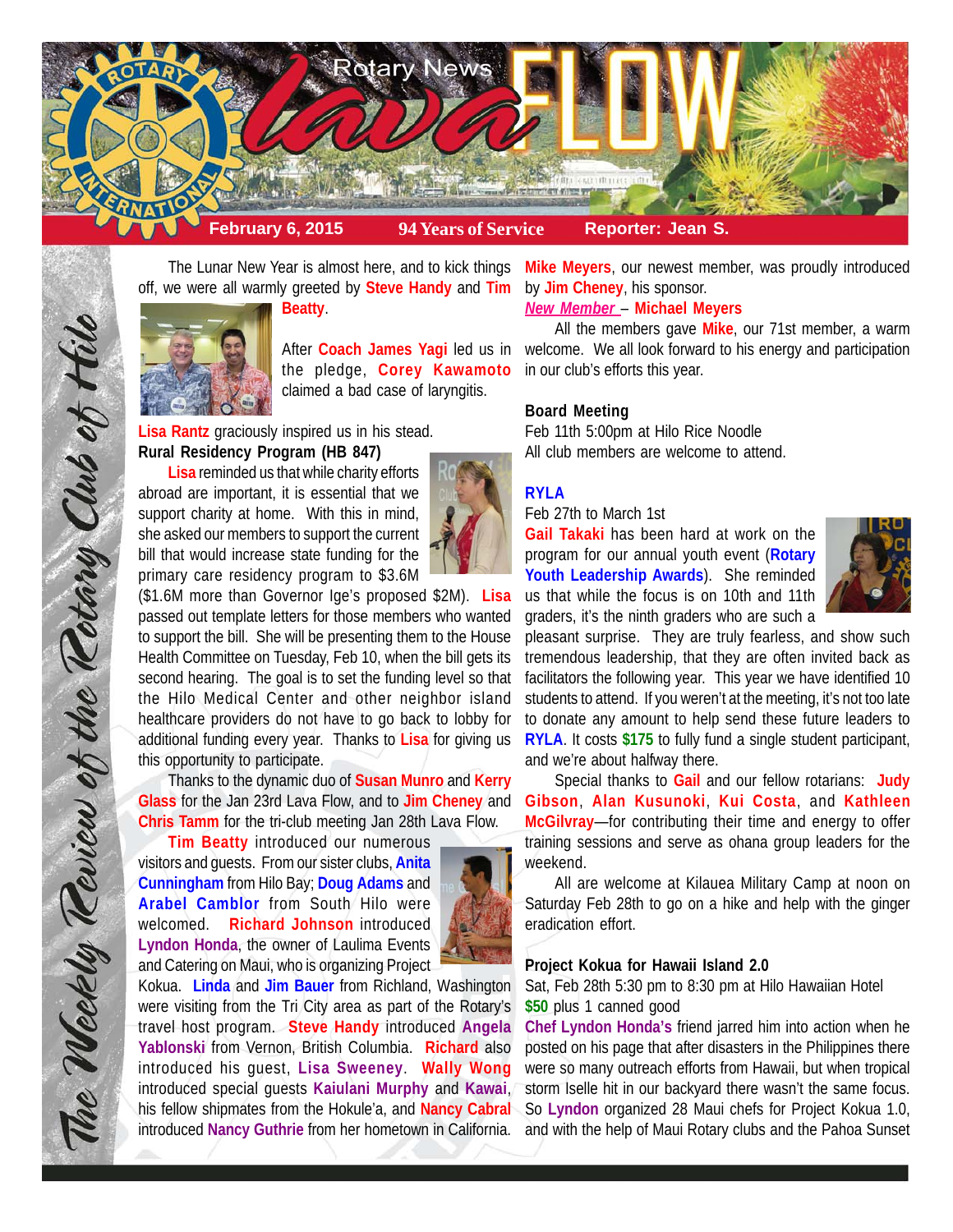# Rotary News lava FLOW

**February 6, 2015** | **94 Years of Service** | **Reporter: Jean S.**

*The Weekly Review of the Rotary Club of Hilo*

The Lunar New Year is almost here, and to kick things off, we were all warmly greeted by **Steve Handy** and **Tim Beatty**.

After **Coach James Yagi** led us in the pledge, **Corey Kawamoto** claimed a bad case of laryngitis. **Lisa Rantz** graciously inspired us in his stead.

**Rural Residency Program (HB 847)**

**Lisa** reminded us that while charity efforts abroad are important, it is essential that we support charity at home. With this in mind, she asked our members to support the current bill that would increase state funding for the primary care residency program to $3.6M ($1.6M more than Governor Ige's proposed $2M). **Lisa** passed out template letters for those members who wanted to support the bill. She will be presenting them to the House Health Committee on Tuesday, Feb 10, when the bill gets its second hearing. The goal is to set the funding level so that the Hilo Medical Center and other neighbor island healthcare providers do not have to go back to lobby for additional funding every year. Thanks to **Lisa** for giving us this opportunity to participate.

Thanks to the dynamic duo of **Susan Munro** and **Kerry Glass** for the Jan 23rd Lava Flow, and to **Jim Cheney** and **Chris Tamm** for the tri-club meeting Jan 28th Lava Flow.

**Tim Beatty** introduced our numerous visitors and guests. From our sister clubs, **Anita Cunningham** from Hilo Bay; **Doug Adams** and **Arabel Camblor** from South Hilo were welcomed. **Richard Johnson** introduced **Lyndon Honda**, the owner of Laulima Events and Catering on Maui, who is organizing Project Kokua. **Linda** and **Jim Bauer** from Richland, Washington were visiting from the Tri City area as part of the Rotary's travel host program. **Steve Handy** introduced **Angela Yablonski** from Vernon, British Columbia. **Richard** also introduced his guest, **Lisa Sweeney**. **Wally Wong** introduced special guests **Kaiulani Murphy** and **Kawai**, his fellow shipmates from the Hokule'a, and **Nancy Cabral** introduced **Nancy Guthrie** from her hometown in California.

**Mike Meyers**, our newest member, was proudly introduced by **Jim Cheney**, his sponsor.

***New Member* – Michael Meyers**

All the members gave **Mike**, our 71st member, a warm welcome. We all look forward to his energy and participation in our club's efforts this year.

**Board Meeting**

Feb 11th 5:00pm at Hilo Rice Noodle
All club members are welcome to attend.

**RYLA**

Feb 27th to March 1st

**Gail Takaki** has been hard at work on the program for our annual youth event (**Rotary Youth Leadership Awards**). She reminded us that while the focus is on 10th and 11th graders, it's the ninth graders who are such a pleasant surprise. They are truly fearless, and show such tremendous leadership, that they are often invited back as facilitators the following year. This year we have identified 10 students to attend. If you weren't at the meeting, it's not too late to donate any amount to help send these future leaders to **RYLA**. It costs **$175** to fully fund a single student participant, and we're about halfway there.

Special thanks to **Gail** and our fellow rotarians: **Judy Gibson**, **Alan Kusunoki**, **Kui Costa**, and **Kathleen McGilvray**—for contributing their time and energy to offer training sessions and serve as ohana group leaders for the weekend.

All are welcome at Kilauea Military Camp at noon on Saturday Feb 28th to go on a hike and help with the ginger eradication effort.

**Project Kokua for Hawaii Island 2.0**

Sat, Feb 28th 5:30 pm to 8:30 pm at Hilo Hawaiian Hotel
**$50** plus 1 canned good

**Chef Lyndon Honda's** friend jarred him into action when he posted on his page that after disasters in the Philippines there were so many outreach efforts from Hawaii, but when tropical storm Iselle hit in our backyard there wasn't the same focus. So **Lyndon** organized 28 Maui chefs for Project Kokua 1.0, and with the help of Maui Rotary clubs and the Pahoa Sunset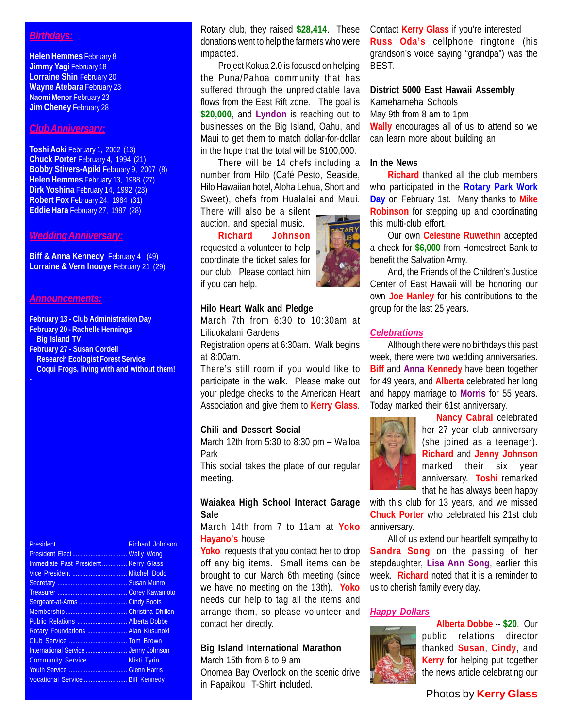## *Birthdays:*

**Helen Hemmes** February 8
**Jimmy Yagi** February 18
**Lorraine Shin** February 20
**Wayne Atebara** February 23
**Naomi Menor** February 23
**Jim Cheney** February 28

## *Club Anniversary:*

**Toshi Aoki** February 1, 2002 (13)
**Chuck Porter** February 4, 1994 (21)
**Bobby Stivers-Apiki** February 9, 2007 (8)
**Helen Hemmes** February 13, 1988 (27)
**Dirk Yoshina** February 14, 1992 (23)
**Robert Fox** February 24, 1984 (31)
**Eddie Hara** February 27, 1987 (28)

## *Wedding Anniversary:*

**Biff & Anna Kennedy** February 4 (49)
**Lorraine & Vern Inouye** February 21 (29)

## *Announcements:*

**February 13 - Club Administration Day**
**February 20 - Rachelle Hennings**
**Big Island TV**
**February 27 - Susan Cordell**
**Research Ecologist Forest Service**
**Coqui Frogs, living with and without them!**

-

| | |
|---|---|
| President | Richard Johnson |
| President Elect | Wally Wong |
| Immediate Past President | Kerry Glass |
| Vice President | Mitchell Dodo |
| Secretary | Susan Munro |
| Treasurer | Corey Kawamoto |
| Sergeant-at-Arms | Cindy Boots |
| Membership | Christina Dhillon |
| Public Relations | Alberta Dobbe |
| Rotary Foundations | Alan Kusunoki |
| Club Service | Tom Brown |
| International Service | Jenny Johnson |
| Community Service | Misti Tyrin |
| Youth Service | Glenn Harris |
| Vocational Service | Biff Kennedy |

Rotary club, they raised **$28,414**. These donations went to help the farmers who were impacted.

Project Kokua 2.0 is focused on helping the Puna/Pahoa community that has suffered through the unpredictable lava flows from the East Rift zone. The goal is **$20,000**, and **Lyndon** is reaching out to businesses on the Big Island, Oahu, and Maui to get them to match dollar-for-dollar in the hope that the total will be $100,000.

There will be 14 chefs including a number from Hilo (Café Pesto, Seaside, Hilo Hawaiian hotel, Aloha Lehua, Short and Sweet), chefs from Hualalai and Maui. There will also be a silent auction, and special music.

**Richard Johnson** requested a volunteer to help coordinate the ticket sales for our club. Please contact him if you can help.

**Hilo Heart Walk and Pledge**
March 7th from 6:30 to 10:30am at Liliuokalani Gardens
Registration opens at 6:30am. Walk begins at 8:00am.
There's still room if you would like to participate in the walk. Please make out your pledge checks to the American Heart Association and give them to **Kerry Glass**.

**Chili and Dessert Social**
March 12th from 5:30 to 8:30 pm – Wailoa Park
This social takes the place of our regular meeting.

**Waiakea High School Interact Garage Sale**
March 14th from 7 to 11am at **Yoko Hayano's** house
**Yoko** requests that you contact her to drop off any big items. Small items can be brought to our March 6th meeting (since we have no meeting on the 13th). **Yoko** needs our help to tag all the items and arrange them, so please volunteer and contact her directly.

**Big Island International Marathon**
March 15th from 6 to 9 am
Onomea Bay Overlook on the scenic drive in Papaikou T-Shirt included.
Contact **Kerry Glass** if you're interested
**Russ Oda's** cellphone ringtone (his grandson's voice saying "grandpa") was the BEST.

**District 5000 East Hawaii Assembly**
Kamehameha Schools
May 9th from 8 am to 1pm
**Wally** encourages all of us to attend so we can learn more about building an

**In the News**

**Richard** thanked all the club members who participated in the **Rotary Park Work Day** on February 1st. Many thanks to **Mike Robinson** for stepping up and coordinating this multi-club effort.

Our own **Celestine Ruwethin** accepted a check for **$6,000** from Homestreet Bank to benefit the Salvation Army.

And, the Friends of the Children's Justice Center of East Hawaii will be honoring our own **Joe Hanley** for his contributions to the group for the last 25 years.

## *Celebrations*

Although there were no birthdays this past week, there were two wedding anniversaries. **Biff** and **Anna Kennedy** have been together for 49 years, and **Alberta** celebrated her long and happy marriage to **Morris** for 55 years. Today marked their 61st anniversary.

**Nancy Cabral** celebrated her 27 year club anniversary (she joined as a teenager). **Richard** and **Jenny Johnson** marked their six year anniversary. **Toshi** remarked that he has always been happy with this club for 13 years, and we missed **Chuck Porter** who celebrated his 21st club anniversary.

All of us extend our heartfelt sympathy to **Sandra Song** on the passing of her stepdaughter, **Lisa Ann Song**, earlier this week. **Richard** noted that it is a reminder to us to cherish family every day.

## *Happy Dollars*

**Alberta Dobbe** -- **$20**. Our public relations director thanked **Susan**, **Cindy**, and **Kerry** for helping put together the news article celebrating our

Photos by **Kerry Glass**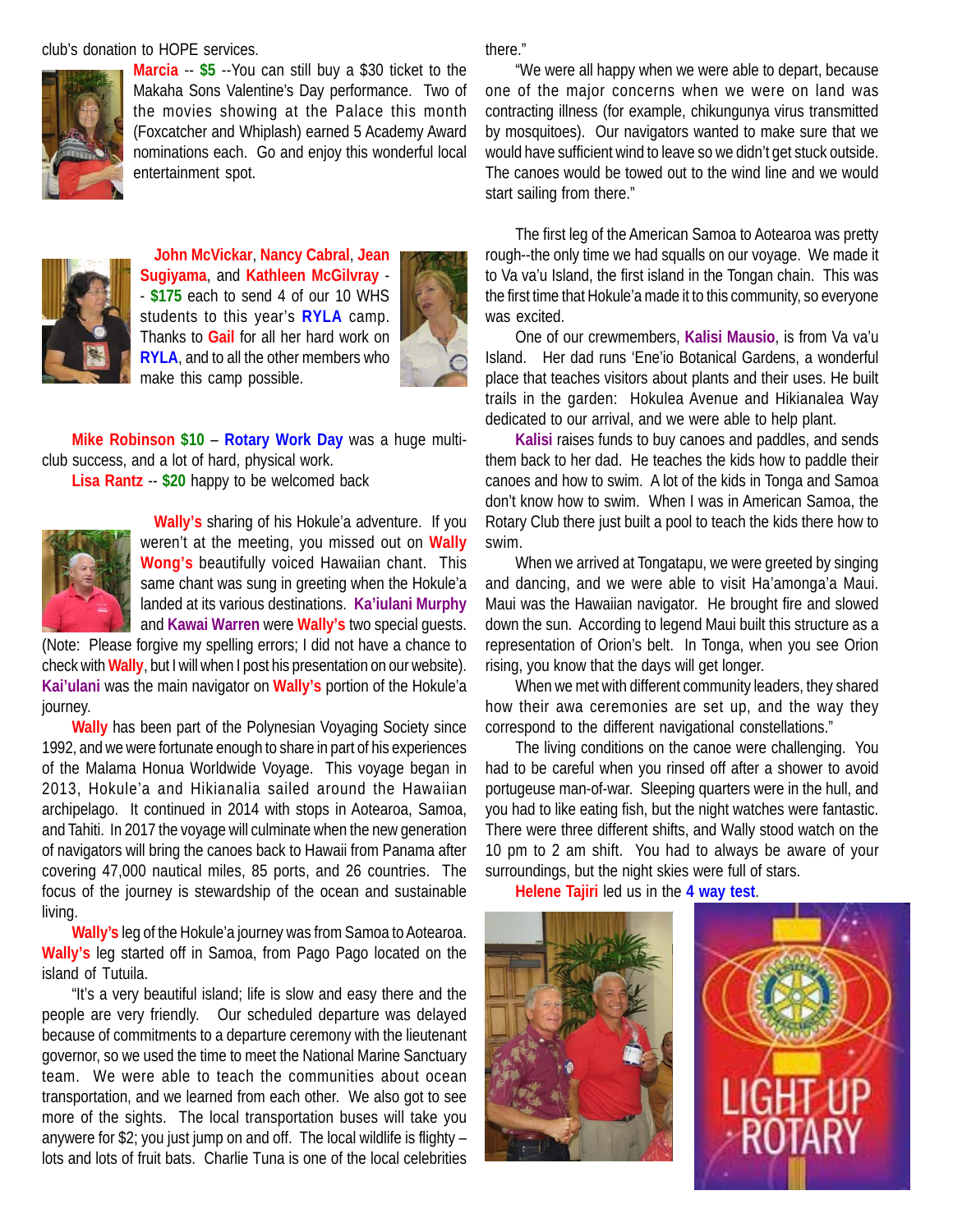club's donation to HOPE services.

**Marcia** -- **$5** --You can still buy a $30 ticket to the Makaha Sons Valentine's Day performance. Two of the movies showing at the Palace this month (Foxcatcher and Whiplash) earned 5 Academy Award nominations each. Go and enjoy this wonderful local entertainment spot.

**John McVickar**, **Nancy Cabral**, **Jean Sugiyama**, and **Kathleen McGilvray** -- **$175** each to send 4 of our 10 WHS students to this year's **RYLA** camp. Thanks to **Gail** for all her hard work on **RYLA**, and to all the other members who make this camp possible.

**Mike Robinson** **$10** – **Rotary Work Day** was a huge multi-club success, and a lot of hard, physical work.

**Lisa Rantz** -- **$20** happy to be welcomed back

**Wally's** sharing of his Hokule'a adventure. If you weren't at the meeting, you missed out on **Wally Wong's** beautifully voiced Hawaiian chant. This same chant was sung in greeting when the Hokule'a landed at its various destinations. **Ka'iulani Murphy** and **Kawai Warren** were **Wally's** two special guests. (Note: Please forgive my spelling errors; I did not have a chance to check with **Wally**, but I will when I post his presentation on our website). **Kai'ulani** was the main navigator on **Wally's** portion of the Hokule'a journey.

**Wally** has been part of the Polynesian Voyaging Society since 1992, and we were fortunate enough to share in part of his experiences of the Malama Honua Worldwide Voyage. This voyage began in 2013, Hokule'a and Hikianalia sailed around the Hawaiian archipelago. It continued in 2014 with stops in Aotearoa, Samoa, and Tahiti. In 2017 the voyage will culminate when the new generation of navigators will bring the canoes back to Hawaii from Panama after covering 47,000 nautical miles, 85 ports, and 26 countries. The focus of the journey is stewardship of the ocean and sustainable living.

**Wally's** leg of the Hokule'a journey was from Samoa to Aotearoa. **Wally's** leg started off in Samoa, from Pago Pago located on the island of Tutuila.

"It's a very beautiful island; life is slow and easy there and the people are very friendly. Our scheduled departure was delayed because of commitments to a departure ceremony with the lieutenant governor, so we used the time to meet the National Marine Sanctuary team. We were able to teach the communities about ocean transportation, and we learned from each other. We also got to see more of the sights. The local transportation buses will take you anywere for $2; you just jump on and off. The local wildlife is flighty – lots and lots of fruit bats. Charlie Tuna is one of the local celebrities there."

"We were all happy when we were able to depart, because one of the major concerns when we were on land was contracting illness (for example, chikungunya virus transmitted by mosquitoes). Our navigators wanted to make sure that we would have sufficient wind to leave so we didn't get stuck outside. The canoes would be towed out to the wind line and we would start sailing from there."

The first leg of the American Samoa to Aotearoa was pretty rough--the only time we had squalls on our voyage. We made it to Va va'u Island, the first island in the Tongan chain. This was the first time that Hokule'a made it to this community, so everyone was excited.

One of our crewmembers, **Kalisi Mausio**, is from Va va'u Island. Her dad runs 'Ene'io Botanical Gardens, a wonderful place that teaches visitors about plants and their uses. He built trails in the garden: Hokulea Avenue and Hikianalea Way dedicated to our arrival, and we were able to help plant.

**Kalisi** raises funds to buy canoes and paddles, and sends them back to her dad. He teaches the kids how to paddle their canoes and how to swim. A lot of the kids in Tonga and Samoa don't know how to swim. When I was in American Samoa, the Rotary Club there just built a pool to teach the kids there how to swim.

When we arrived at Tongatapu, we were greeted by singing and dancing, and we were able to visit Ha'amonga'a Maui. Maui was the Hawaiian navigator. He brought fire and slowed down the sun. According to legend Maui built this structure as a representation of Orion's belt. In Tonga, when you see Orion rising, you know that the days will get longer.

When we met with different community leaders, they shared how their awa ceremonies are set up, and the way they correspond to the different navigational constellations."

The living conditions on the canoe were challenging. You had to be careful when you rinsed off after a shower to avoid portuguese man-of-war. Sleeping quarters were in the hull, and you had to like eating fish, but the night watches were fantastic. There were three different shifts, and Wally stood watch on the 10 pm to 2 am shift. You had to always be aware of your surroundings, but the night skies were full of stars.

**Helene Tajiri** led us in the **4 way test**.

LIGHT UP ROTARY